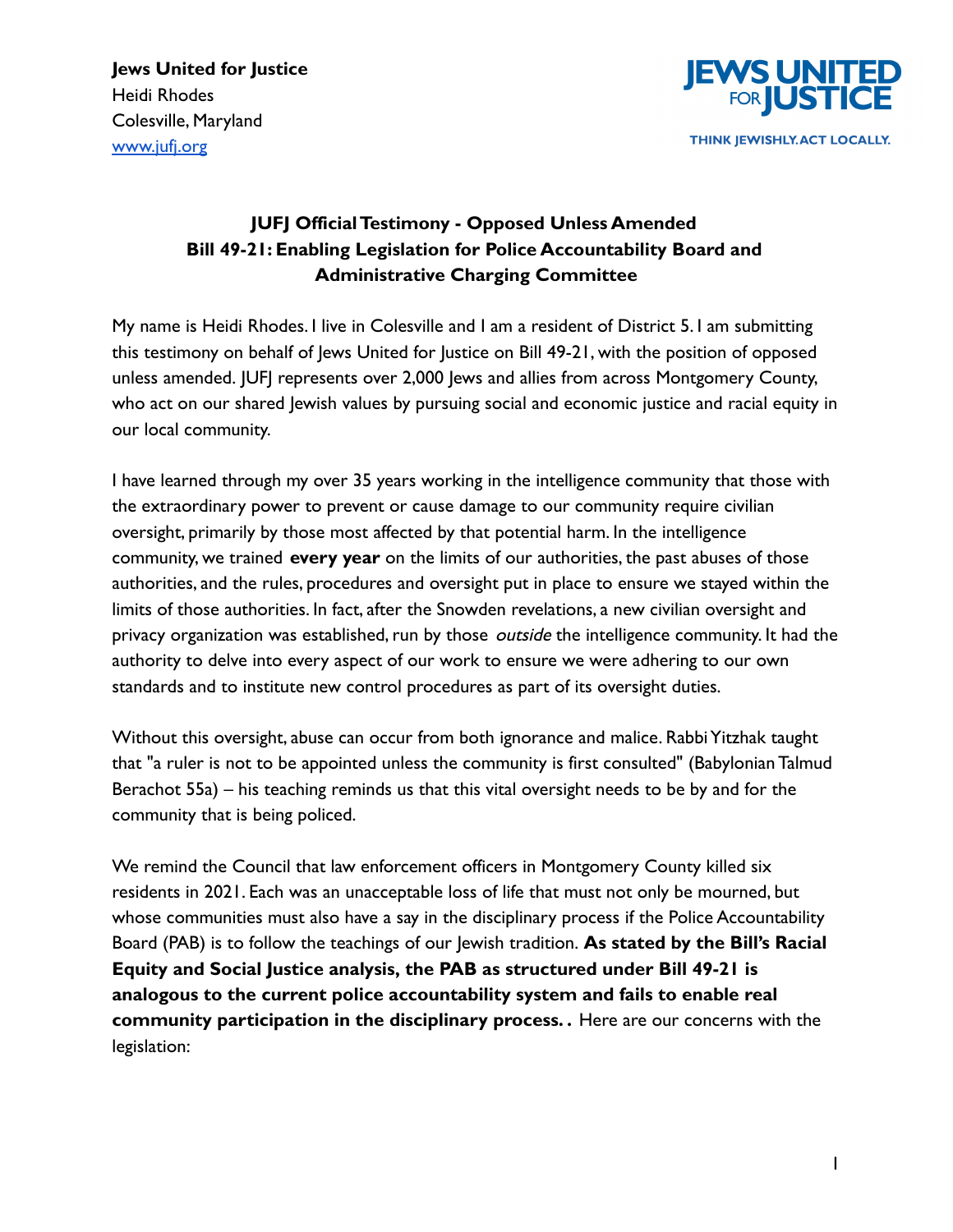**Jews United for Justice**
Heidi Rhodes
Colesville, Maryland
[www.jufj.org](http://www.jufj.org)

JEWS UNITED FOR JUSTICE
THINK JEWISHLY. ACT LOCALLY.

## JUFJ Official Testimony - Opposed Unless Amended
## Bill 49-21: Enabling Legislation for Police Accountability Board and Administrative Charging Committee

My name is Heidi Rhodes. I live in Colesville and I am a resident of District 5. I am submitting this testimony on behalf of Jews United for Justice on Bill 49-21, with the position of opposed unless amended. JUFJ represents over 2,000 Jews and allies from across Montgomery County, who act on our shared Jewish values by pursuing social and economic justice and racial equity in our local community.

I have learned through my over 35 years working in the intelligence community that those with the extraordinary power to prevent or cause damage to our community require civilian oversight, primarily by those most affected by that potential harm. In the intelligence community, we trained **every year** on the limits of our authorities, the past abuses of those authorities, and the rules, procedures and oversight put in place to ensure we stayed within the limits of those authorities. In fact, after the Snowden revelations, a new civilian oversight and privacy organization was established, run by those *outside* the intelligence community. It had the authority to delve into every aspect of our work to ensure we were adhering to our own standards and to institute new control procedures as part of its oversight duties.

Without this oversight, abuse can occur from both ignorance and malice. Rabbi Yitzhak taught that "a ruler is not to be appointed unless the community is first consulted" (Babylonian Talmud Berachot 55a) – his teaching reminds us that this vital oversight needs to be by and for the community that is being policed.

We remind the Council that law enforcement officers in Montgomery County killed six residents in 2021. Each was an unacceptable loss of life that must not only be mourned, but whose communities must also have a say in the disciplinary process if the Police Accountability Board (PAB) is to follow the teachings of our Jewish tradition. **As stated by the Bill's Racial Equity and Social Justice analysis, the PAB as structured under Bill 49-21 is analogous to the current police accountability system and fails to enable real community participation in the disciplinary process. .** Here are our concerns with the legislation: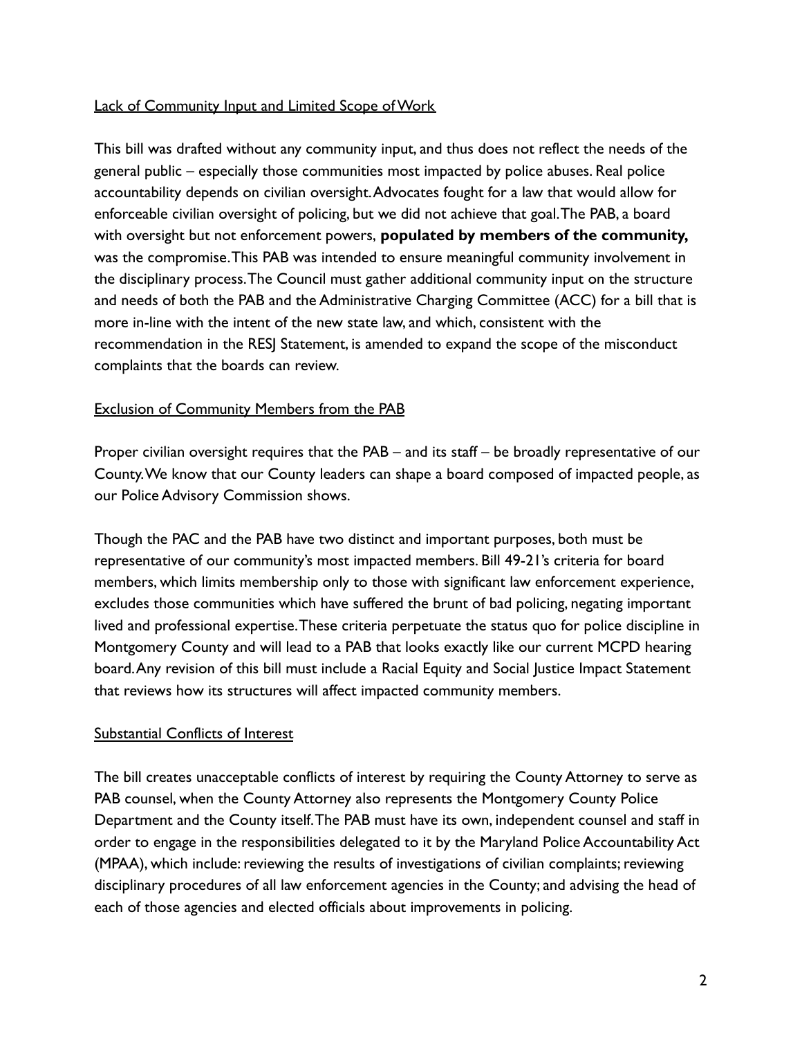Lack of Community Input and Limited Scope of Work

This bill was drafted without any community input, and thus does not reflect the needs of the general public – especially those communities most impacted by police abuses. Real police accountability depends on civilian oversight. Advocates fought for a law that would allow for enforceable civilian oversight of policing, but we did not achieve that goal. The PAB, a board with oversight but not enforcement powers, **populated by members of the community,** was the compromise. This PAB was intended to ensure meaningful community involvement in the disciplinary process. The Council must gather additional community input on the structure and needs of both the PAB and the Administrative Charging Committee (ACC) for a bill that is more in-line with the intent of the new state law, and which, consistent with the recommendation in the RESJ Statement, is amended to expand the scope of the misconduct complaints that the boards can review.

Exclusion of Community Members from the PAB

Proper civilian oversight requires that the PAB – and its staff – be broadly representative of our County. We know that our County leaders can shape a board composed of impacted people, as our Police Advisory Commission shows.

Though the PAC and the PAB have two distinct and important purposes, both must be representative of our community's most impacted members. Bill 49-21's criteria for board members, which limits membership only to those with significant law enforcement experience, excludes those communities which have suffered the brunt of bad policing, negating important lived and professional expertise. These criteria perpetuate the status quo for police discipline in Montgomery County and will lead to a PAB that looks exactly like our current MCPD hearing board. Any revision of this bill must include a Racial Equity and Social Justice Impact Statement that reviews how its structures will affect impacted community members.

Substantial Conflicts of Interest

The bill creates unacceptable conflicts of interest by requiring the County Attorney to serve as PAB counsel, when the County Attorney also represents the Montgomery County Police Department and the County itself. The PAB must have its own, independent counsel and staff in order to engage in the responsibilities delegated to it by the Maryland Police Accountability Act (MPAA), which include: reviewing the results of investigations of civilian complaints; reviewing disciplinary procedures of all law enforcement agencies in the County; and advising the head of each of those agencies and elected officials about improvements in policing.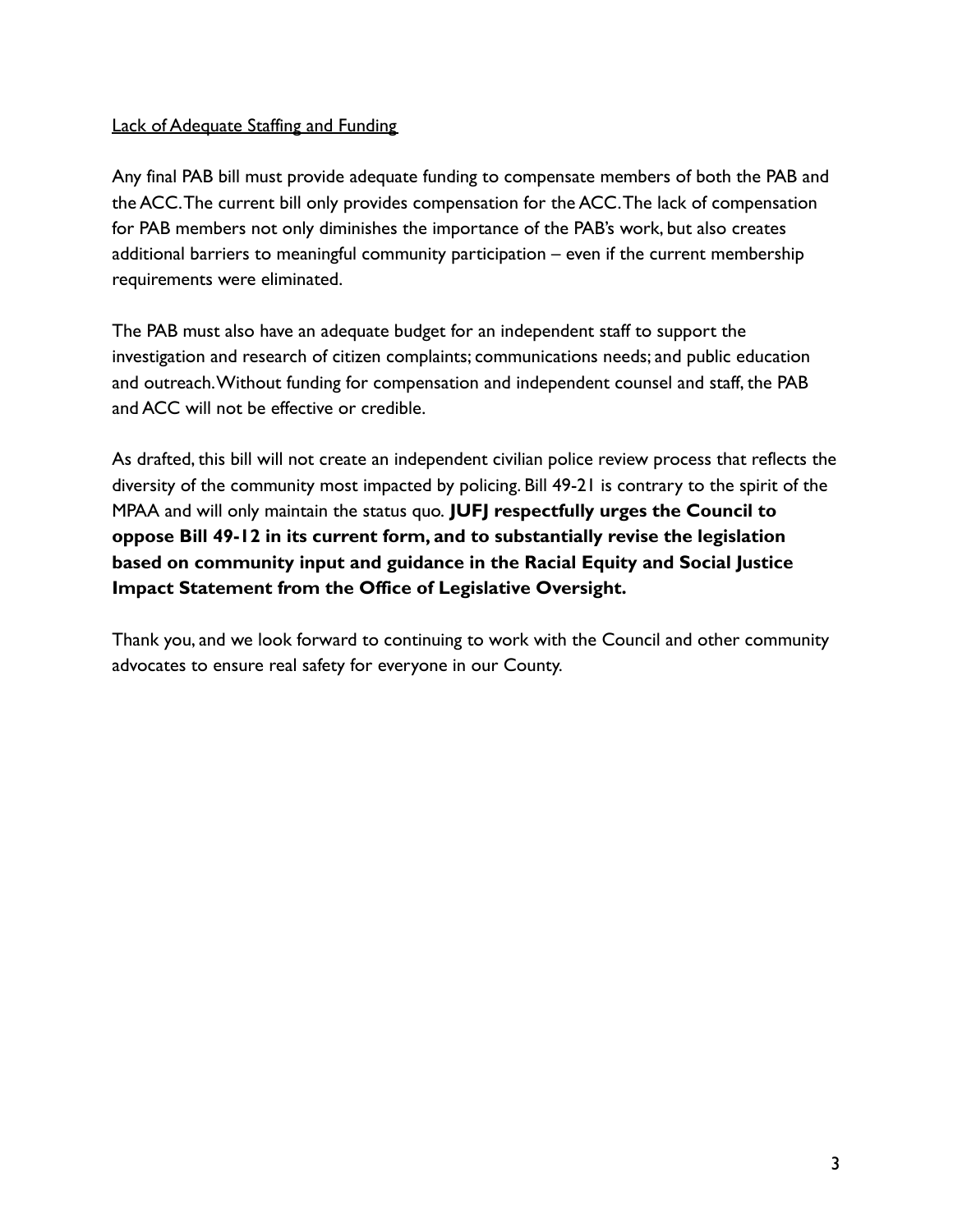<u>Lack of Adequate Staffing and Funding</u>

Any final PAB bill must provide adequate funding to compensate members of both the PAB and the ACC. The current bill only provides compensation for the ACC. The lack of compensation for PAB members not only diminishes the importance of the PAB's work, but also creates additional barriers to meaningful community participation – even if the current membership requirements were eliminated.

The PAB must also have an adequate budget for an independent staff to support the investigation and research of citizen complaints; communications needs; and public education and outreach. Without funding for compensation and independent counsel and staff, the PAB and ACC will not be effective or credible.

As drafted, this bill will not create an independent civilian police review process that reflects the diversity of the community most impacted by policing. Bill 49-21 is contrary to the spirit of the MPAA and will only maintain the status quo. **JUFJ respectfully urges the Council to oppose Bill 49-12 in its current form, and to substantially revise the legislation based on community input and guidance in the Racial Equity and Social Justice Impact Statement from the Office of Legislative Oversight.**

Thank you, and we look forward to continuing to work with the Council and other community advocates to ensure real safety for everyone in our County.